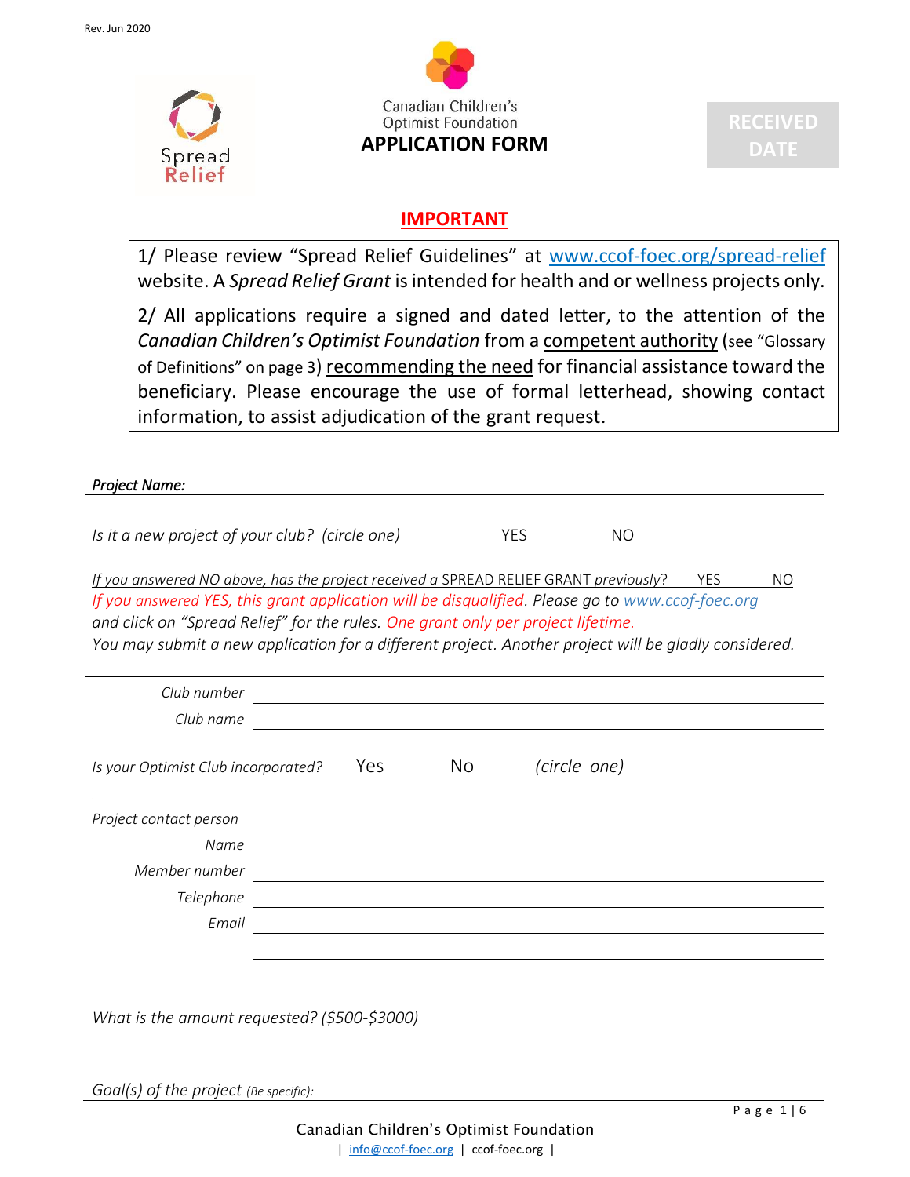Rev. Jun 2020

Spread Relief

Canadian Children's Optimist Foundation

# APPLICATION FORM

RECEIVED DATE

## IMPORTANT

1/ Please review "Spread Relief Guidelines" at www.ccof-foec.org/spread-relief website. A *Spread Relief Grant* is intended for health and or wellness projects only.

2/ All applications require a signed and dated letter, to the attention of the *Canadian Children's Optimist Foundation* from a competent authority (see "Glossary of Definitions" on page 3) recommending the need for financial assistance toward the beneficiary. Please encourage the use of formal letterhead, showing contact information, to assist adjudication of the grant request.

***Project Name:***

*Is it a new project of your club? (circle one)* YES NO

*If you answered NO above, has the project received a* SPREAD RELIEF GRANT *previously?* YES NO

*If you answered YES, this grant application will be disqualified. Please go to www.ccof-foec.org and click on "Spread Relief" for the rules. One grant only per project lifetime.*
*You may submit a new application for a different project. Another project will be gladly considered.*

| | |
|---|---|
| *Club number* | |
| *Club name* | |

*Is your Optimist Club incorporated?* Yes No *(circle one)*

*Project contact person*

| | |
|---|---|
| *Name* | |
| *Member number* | |
| *Telephone* | |
| *Email* | |
| | |

*What is the amount requested? ($500-$3000)*

*Goal(s) of the project (Be specific):*

Canadian Children's Optimist Foundation
| info@ccof-foec.org | ccof-foec.org |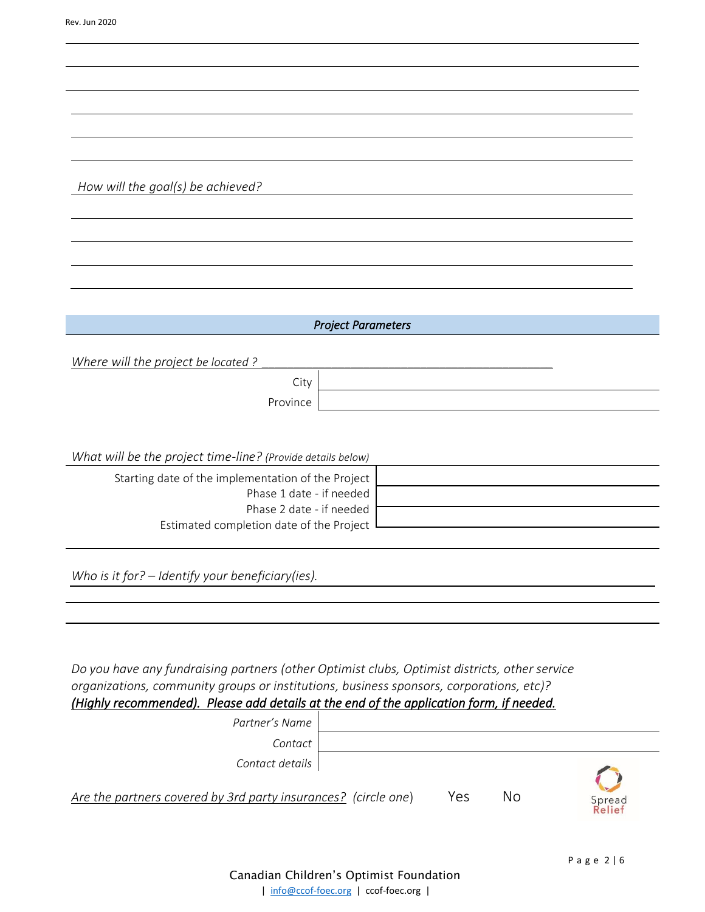*How will the goal(s) be achieved?*

## *Project Parameters*

*Where will the project be located ?* ______________________________________________

| | |
|---|---|
| City | |
| Province | |

*What will be the project time-line?* *(Provide details below)*

| | |
|---|---|
| Starting date of the implementation of the Project | |
| Phase 1 date - if needed | |
| Phase 2 date - if needed | |
| Estimated completion date of the Project | |

*Who is it for? – Identify your beneficiary(ies).*

*Do you have any fundraising partners (other Optimist clubs, Optimist districts, other service organizations, community groups or institutions, business sponsors, corporations, etc)?*
***(Highly recommended). Please add details at the end of the application form, if needed.***

| | |
|---|---|
| *Partner's Name* | |
| *Contact* | |
| *Contact details* | |

*Are the partners covered by 3rd party insurances?* *(circle one)* Yes No

Spread Relief

Canadian Children's Optimist Foundation
| info@ccof-foec.org | ccof-foec.org |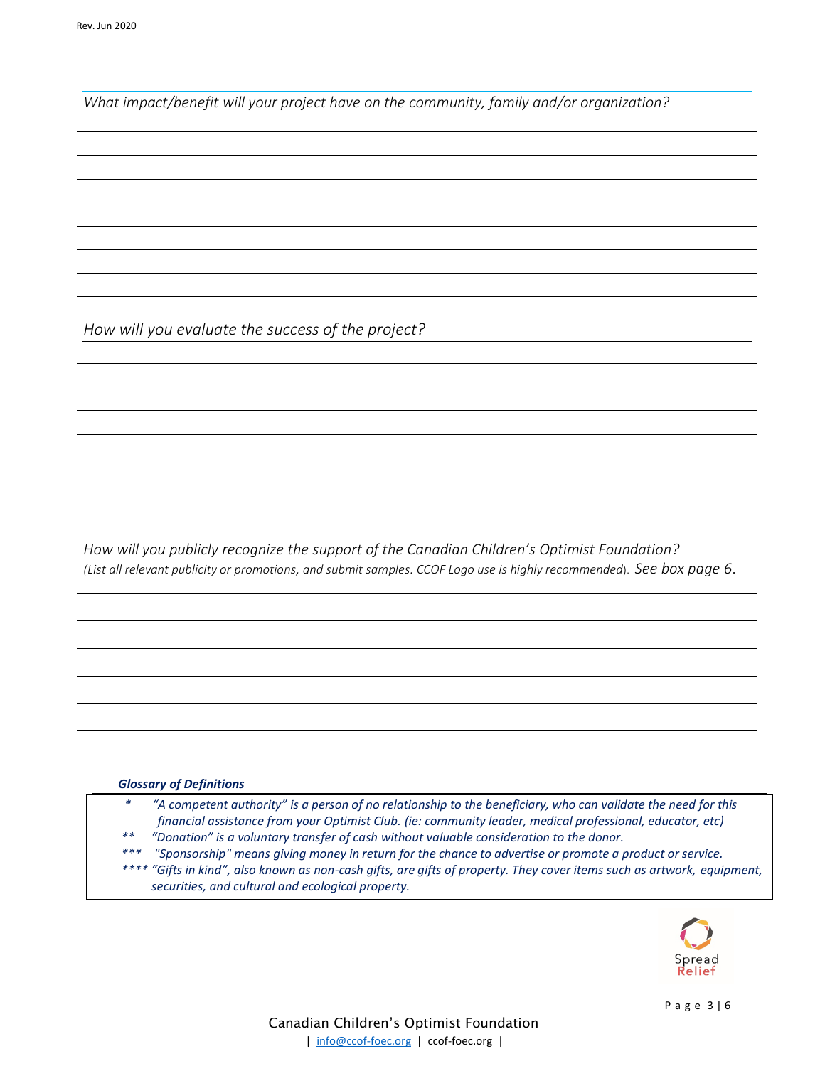*What impact/benefit will your project have on the community, family and/or organization?*

*How will you evaluate the success of the project?*

*How will you publicly recognize the support of the Canadian Children's Optimist Foundation?*
*(List all relevant publicity or promotions, and submit samples. CCOF Logo use is highly recommended).* *See box page 6.*

***Glossary of Definitions***

- \* *"A competent authority" is a person of no relationship to the beneficiary, who can validate the need for this financial assistance from your Optimist Club. (ie: community leader, medical professional, educator, etc)*
- \*\* *"Donation" is a voluntary transfer of cash without valuable consideration to the donor.*
- \*\*\* *"Sponsorship" means giving money in return for the chance to advertise or promote a product or service.*
- \*\*\*\* *"Gifts in kind", also known as non-cash gifts, are gifts of property. They cover items such as artwork, equipment, securities, and cultural and ecological property.*

Spread Relief

Canadian Children's Optimist Foundation
| info@ccof-foec.org | ccof-foec.org |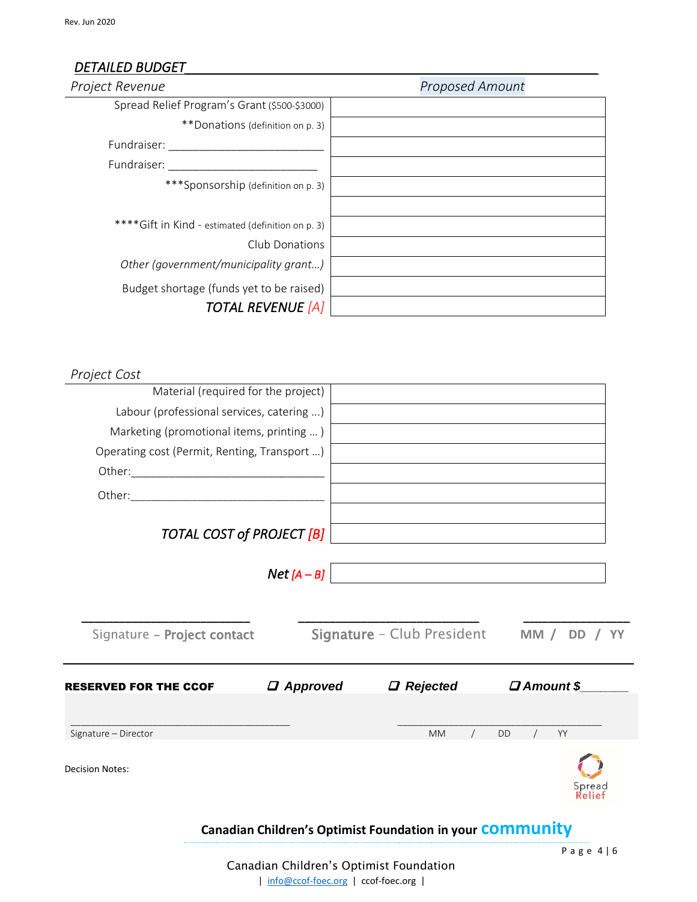## *DETAILED BUDGET*

| *Project Revenue* | *Proposed Amount* |
|---|---|
| Spread Relief Program's Grant ($500-$3000) | |
| **Donations (definition on p. 3) | |
| Fundraiser: ___________________________ | |
| Fundraiser: __________________________ | |
| ***Sponsorship (definition on p. 3) | |
| | |
| ****Gift in Kind - estimated (definition on p. 3) | |
| Club Donations | |
| *Other (government/municipality grant...)* | |
| Budget shortage (funds yet to be raised) | |
| ***TOTAL REVENUE [A]*** | |

| *Project Cost* | |
|---|---|
| Material (required for the project) | |
| Labour (professional services, catering ...) | |
| Marketing (promotional items, printing ... ) | |
| Operating cost (Permit, Renting, Transport ...) | |
| Other:_________________________________ | |
| Other:_________________________________ | |
| | |
| ***TOTAL COST of PROJECT [B]*** | |

| ***Net [A – B]*** | |
|---|---|

_________________________ Signature – **Project contact**

_________________________ **Signature** – Club President

_______________ **MM / DD / YY**

---

**RESERVED FOR THE CCOF** ❑ ***Approved*** ❑ ***Rejected*** ❑ ***Amount $_______***

_________________________________________ Signature – Director

_________________________________________ MM / DD / YY

Decision Notes:

Spread Relief

**Canadian Children's Optimist Foundation in your community**

Canadian Children's Optimist Foundation

| info@ccof-foec.org | ccof-foec.org |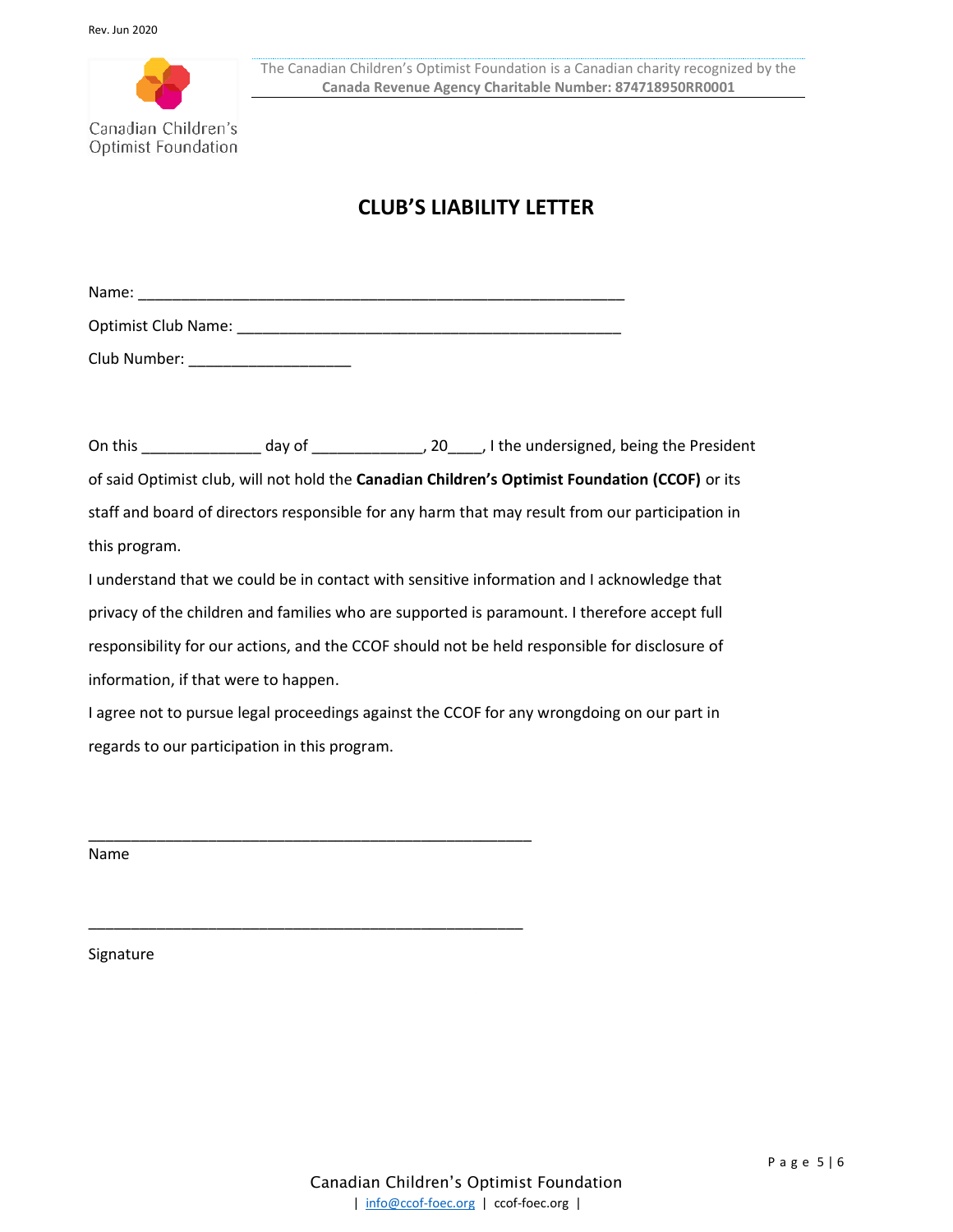Canadian Children's Optimist Foundation

The Canadian Children's Optimist Foundation is a Canadian charity recognized by the **Canada Revenue Agency Charitable Number: 874718950RR0001**

# CLUB'S LIABILITY LETTER

Name: ____________________________________________________________

Optimist Club Name: ________________________________________________

Club Number: ____________________

On this ______________ day of _____________, 20____, I the undersigned, being the President of said Optimist club, will not hold the **Canadian Children's Optimist Foundation (CCOF)** or its staff and board of directors responsible for any harm that may result from our participation in this program.

I understand that we could be in contact with sensitive information and I acknowledge that privacy of the children and families who are supported is paramount. I therefore accept full responsibility for our actions, and the CCOF should not be held responsible for disclosure of information, if that were to happen.

I agree not to pursue legal proceedings against the CCOF for any wrongdoing on our part in regards to our participation in this program.

_______________________________________________________

Name

_______________________________________________________

Signature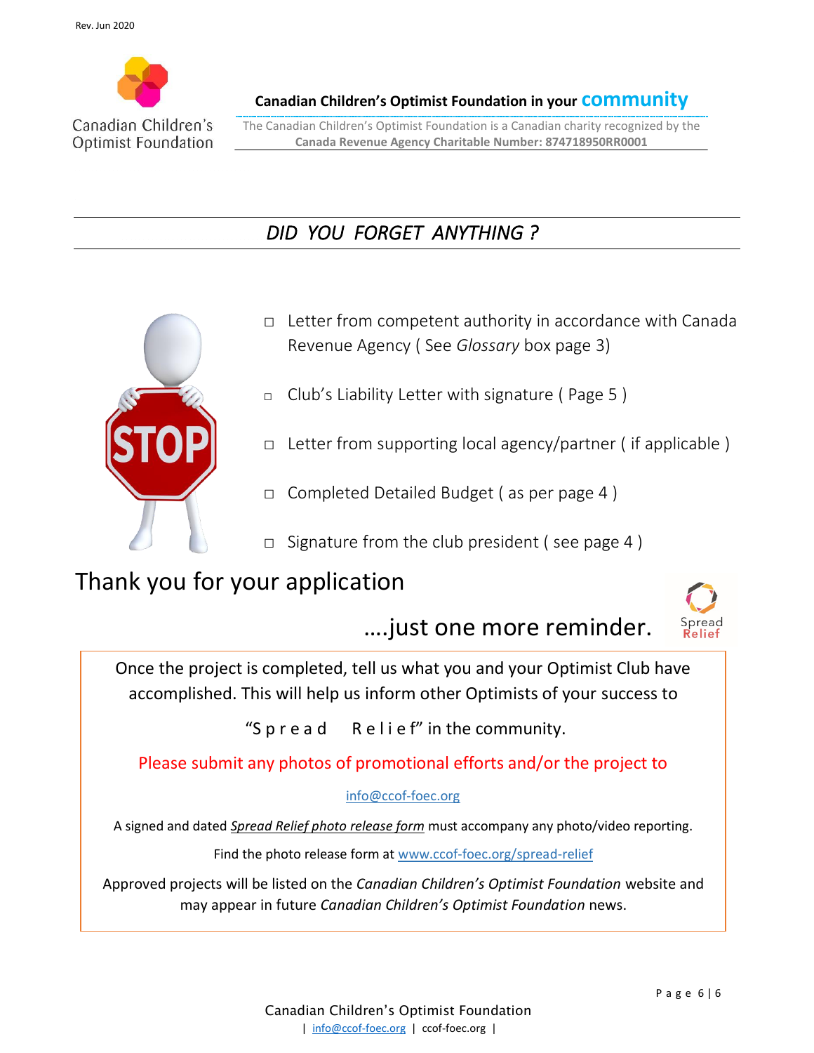Rev. Jun 2020

Canadian Children's Optimist Foundation

**Canadian Children's Optimist Foundation in your community**

The Canadian Children's Optimist Foundation is a Canadian charity recognized by the
**Canada Revenue Agency Charitable Number: 874718950RR0001**

## *DID YOU FORGET ANYTHING ?*

- □ Letter from competent authority in accordance with Canada Revenue Agency ( See *Glossary* box page 3)
- □ Club's Liability Letter with signature ( Page 5 )
- □ Letter from supporting local agency/partner ( if applicable )
- □ Completed Detailed Budget ( as per page 4 )
- □ Signature from the club president ( see page 4 )

Thank you for your application

….just one more reminder.

Spread Relief

Once the project is completed, tell us what you and your Optimist Club have accomplished. This will help us inform other Optimists of your success to

"Spread Relief" in the community.

Please submit any photos of promotional efforts and/or the project to

info@ccof-foec.org

A signed and dated *Spread Relief photo release form* must accompany any photo/video reporting.

Find the photo release form at www.ccof-foec.org/spread-relief

Approved projects will be listed on the *Canadian Children's Optimist Foundation* website and may appear in future *Canadian Children's Optimist Foundation* news.

Canadian Children's Optimist Foundation
| info@ccof-foec.org | ccof-foec.org |